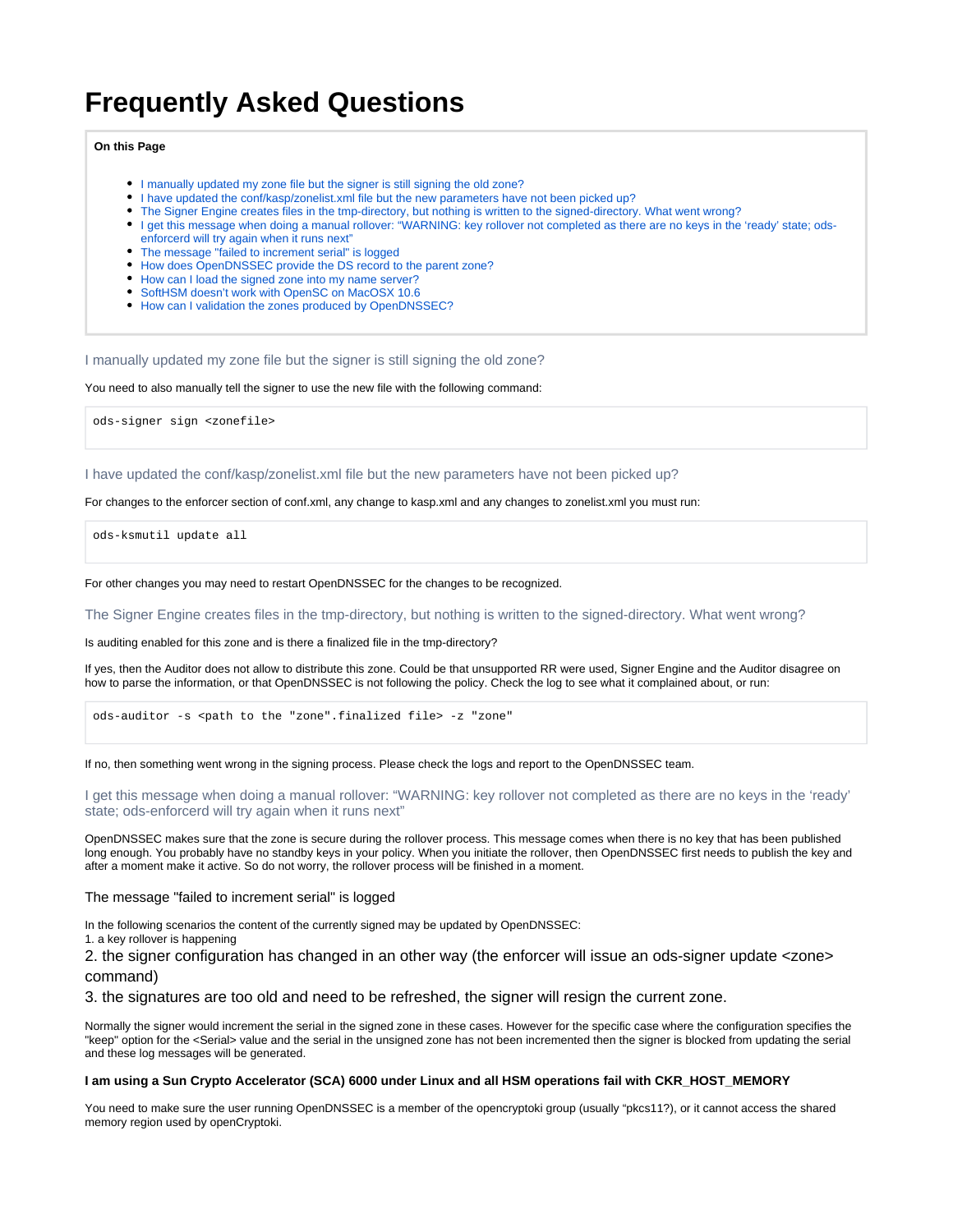# Frequently Asked Questions

**On this Page**

- I manually updated my zone file but the signer is still signing the old zone?
- I have updated the conf/kasp/zonelist.xml file but the new parameters have not been picked up?
- The Signer Engine creates files in the tmp-directory, but nothing is written to the signed-directory. What went wrong?
- I get this message when doing a manual rollover: “WARNING: key rollover not completed as there are no keys in the ‘ready’ state; ods-enforcerd will try again when it runs next”
- The message "failed to increment serial" is logged
- How does OpenDNSSEC provide the DS record to the parent zone?
- How can I load the signed zone into my name server?
- SoftHSM doesn’t work with OpenSC on MacOSX 10.6
- How can I validation the zones produced by OpenDNSSEC?

## I manually updated my zone file but the signer is still signing the old zone?

You need to also manually tell the signer to use the new file with the following command:

```
ods-signer sign <zonefile>
```

## I have updated the conf/kasp/zonelist.xml file but the new parameters have not been picked up?

For changes to the enforcer section of conf.xml, any change to kasp.xml and any changes to zonelist.xml you must run:

```
ods-ksmutil update all
```

For other changes you may need to restart OpenDNSSEC for the changes to be recognized.

## The Signer Engine creates files in the tmp-directory, but nothing is written to the signed-directory. What went wrong?

Is auditing enabled for this zone and is there a finalized file in the tmp-directory?

If yes, then the Auditor does not allow to distribute this zone. Could be that unsupported RR were used, Signer Engine and the Auditor disagree on how to parse the information, or that OpenDNSSEC is not following the policy. Check the log to see what it complained about, or run:

```
ods-auditor -s <path to the "zone".finalized file> -z "zone"
```

If no, then something went wrong in the signing process. Please check the logs and report to the OpenDNSSEC team.

## I get this message when doing a manual rollover: “WARNING: key rollover not completed as there are no keys in the ‘ready’ state; ods-enforcerd will try again when it runs next”

OpenDNSSEC makes sure that the zone is secure during the rollover process. This message comes when there is no key that has been published long enough. You probably have no standby keys in your policy. When you initiate the rollover, then OpenDNSSEC first needs to publish the key and after a moment make it active. So do not worry, the rollover process will be finished in a moment.

## The message "failed to increment serial" is logged

In the following scenarios the content of the currently signed may be updated by OpenDNSSEC:

1. a key rollover is happening
2. the signer configuration has changed in an other way (the enforcer will issue an ods-signer update <zone> command)
3. the signatures are too old and need to be refreshed, the signer will resign the current zone.

Normally the signer would increment the serial in the signed zone in these cases. However for the specific case where the configuration specifies the "keep" option for the <Serial> value and the serial in the unsigned zone has not been incremented then the signer is blocked from updating the serial and these log messages will be generated.

**I am using a Sun Crypto Accelerator (SCA) 6000 under Linux and all HSM operations fail with CKR_HOST_MEMORY**

You need to make sure the user running OpenDNSSEC is a member of the opencryptoki group (usually “pkcs11?), or it cannot access the shared memory region used by openCryptoki.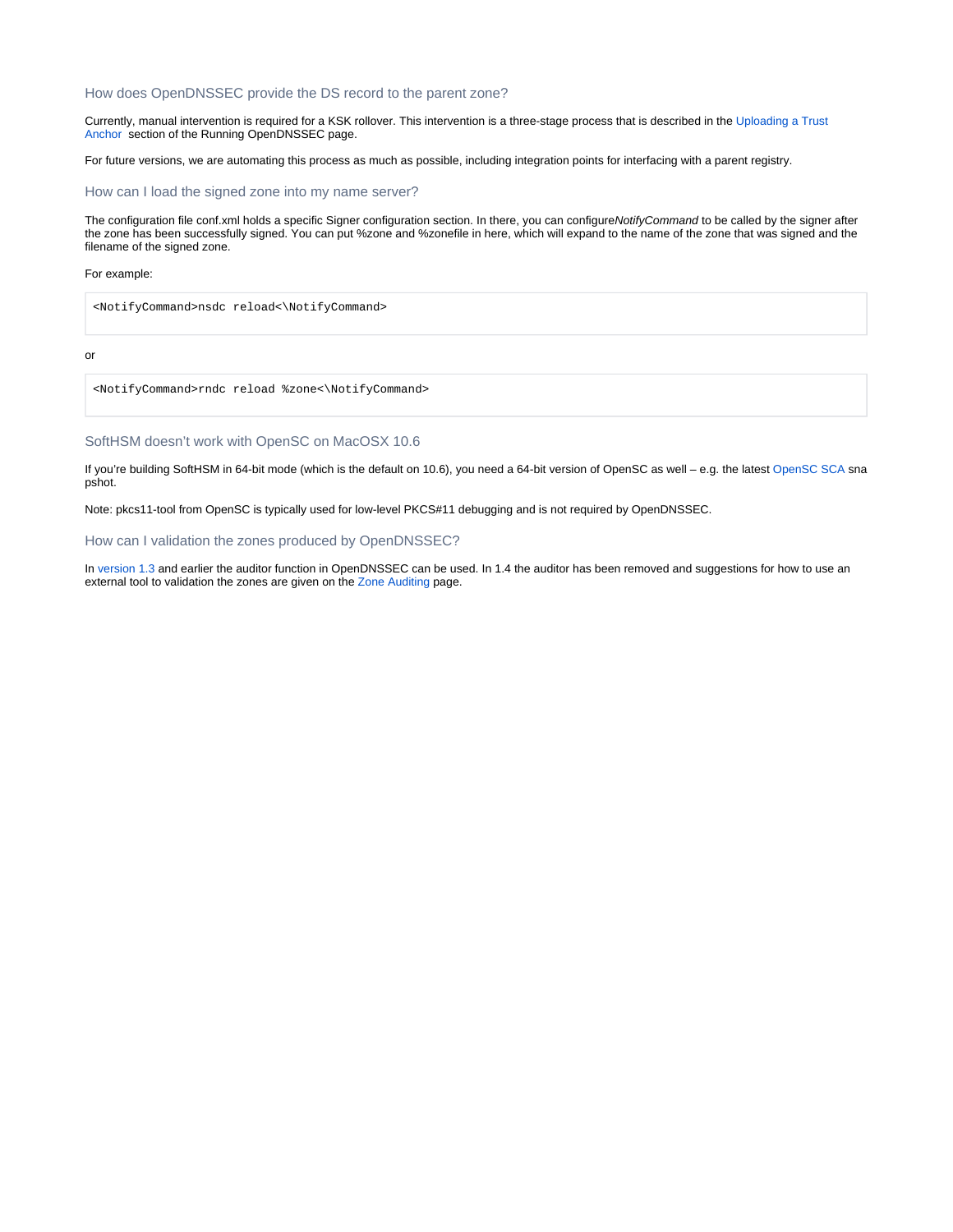### How does OpenDNSSEC provide the DS record to the parent zone?

Currently, manual intervention is required for a KSK rollover. This intervention is a three-stage process that is described in the Uploading a Trust Anchor section of the Running OpenDNSSEC page.

For future versions, we are automating this process as much as possible, including integration points for interfacing with a parent registry.

### How can I load the signed zone into my name server?

The configuration file conf.xml holds a specific Signer configuration section. In there, you can configure*NotifyCommand* to be called by the signer after the zone has been successfully signed. You can put %zone and %zonefile in here, which will expand to the name of the zone that was signed and the filename of the signed zone.

For example:

```
<NotifyCommand>nsdc reload<\NotifyCommand>
```

or

```
<NotifyCommand>rndc reload %zone<\NotifyCommand>
```

### SoftHSM doesn't work with OpenSC on MacOSX 10.6

If you're building SoftHSM in 64-bit mode (which is the default on 10.6), you need a 64-bit version of OpenSC as well – e.g. the latest OpenSC SCA snapshot.

Note: pkcs11-tool from OpenSC is typically used for low-level PKCS#11 debugging and is not required by OpenDNSSEC.

### How can I validation the zones produced by OpenDNSSEC?

In version 1.3 and earlier the auditor function in OpenDNSSEC can be used. In 1.4 the auditor has been removed and suggestions for how to use an external tool to validation the zones are given on the Zone Auditing page.